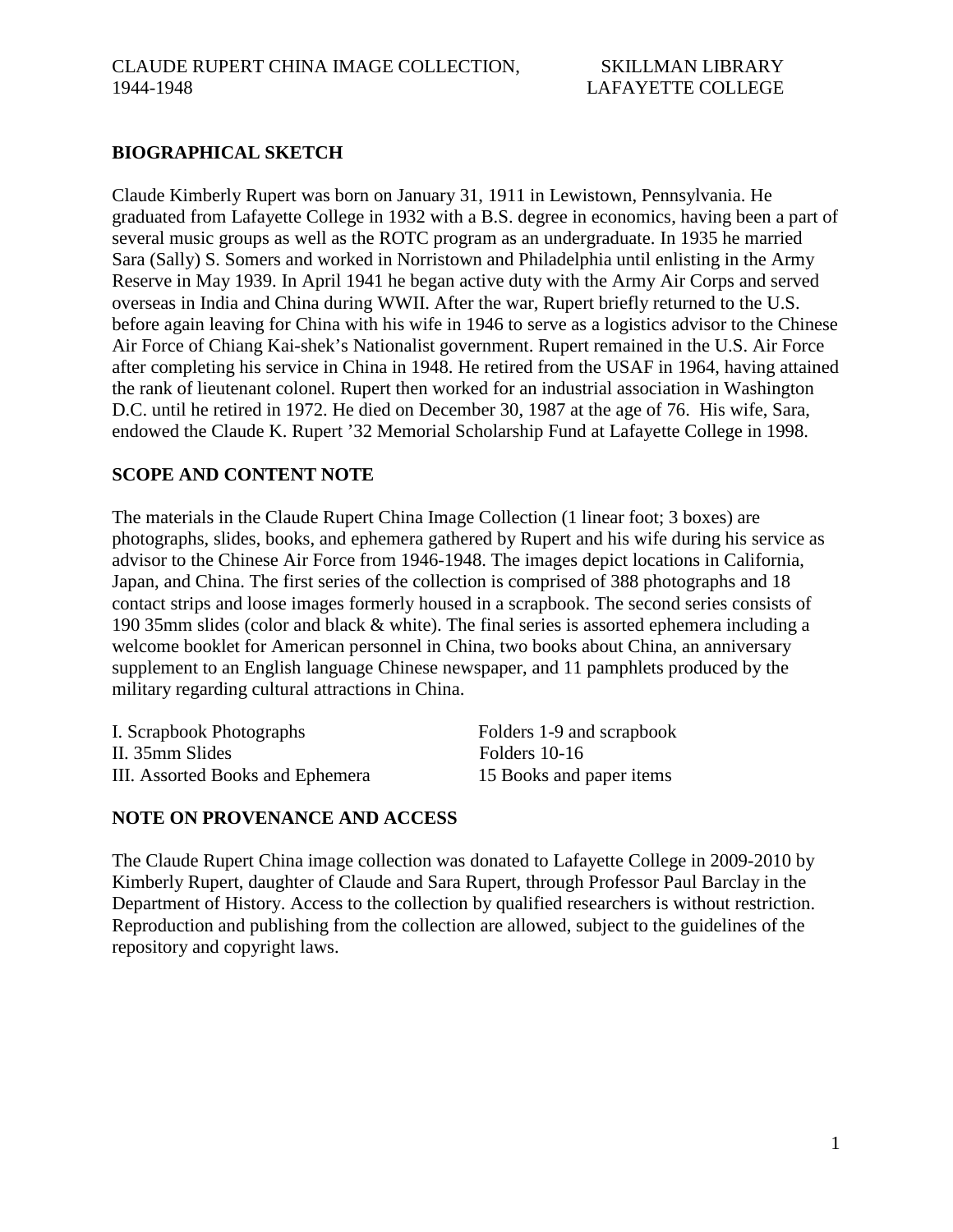# CLAUDE RUPERT CHINA IMAGE COLLECTION, 1944-1948

SKILLMAN LIBRARY
LAFAYETTE COLLEGE

## BIOGRAPHICAL SKETCH

Claude Kimberly Rupert was born on January 31, 1911 in Lewistown, Pennsylvania. He graduated from Lafayette College in 1932 with a B.S. degree in economics, having been a part of several music groups as well as the ROTC program as an undergraduate. In 1935 he married Sara (Sally) S. Somers and worked in Norristown and Philadelphia until enlisting in the Army Reserve in May 1939. In April 1941 he began active duty with the Army Air Corps and served overseas in India and China during WWII. After the war, Rupert briefly returned to the U.S. before again leaving for China with his wife in 1946 to serve as a logistics advisor to the Chinese Air Force of Chiang Kai-shek's Nationalist government. Rupert remained in the U.S. Air Force after completing his service in China in 1948. He retired from the USAF in 1964, having attained the rank of lieutenant colonel. Rupert then worked for an industrial association in Washington D.C. until he retired in 1972. He died on December 30, 1987 at the age of 76. His wife, Sara, endowed the Claude K. Rupert '32 Memorial Scholarship Fund at Lafayette College in 1998.

## SCOPE AND CONTENT NOTE

The materials in the Claude Rupert China Image Collection (1 linear foot; 3 boxes) are photographs, slides, books, and ephemera gathered by Rupert and his wife during his service as advisor to the Chinese Air Force from 1946-1948. The images depict locations in California, Japan, and China. The first series of the collection is comprised of 388 photographs and 18 contact strips and loose images formerly housed in a scrapbook. The second series consists of 190 35mm slides (color and black & white). The final series is assorted ephemera including a welcome booklet for American personnel in China, two books about China, an anniversary supplement to an English language Chinese newspaper, and 11 pamphlets produced by the military regarding cultural attractions in China.

| | |
|---|---|
| I. Scrapbook Photographs | Folders 1-9 and scrapbook |
| II. 35mm Slides | Folders 10-16 |
| III. Assorted Books and Ephemera | 15 Books and paper items |

## NOTE ON PROVENANCE AND ACCESS

The Claude Rupert China image collection was donated to Lafayette College in 2009-2010 by Kimberly Rupert, daughter of Claude and Sara Rupert, through Professor Paul Barclay in the Department of History. Access to the collection by qualified researchers is without restriction. Reproduction and publishing from the collection are allowed, subject to the guidelines of the repository and copyright laws.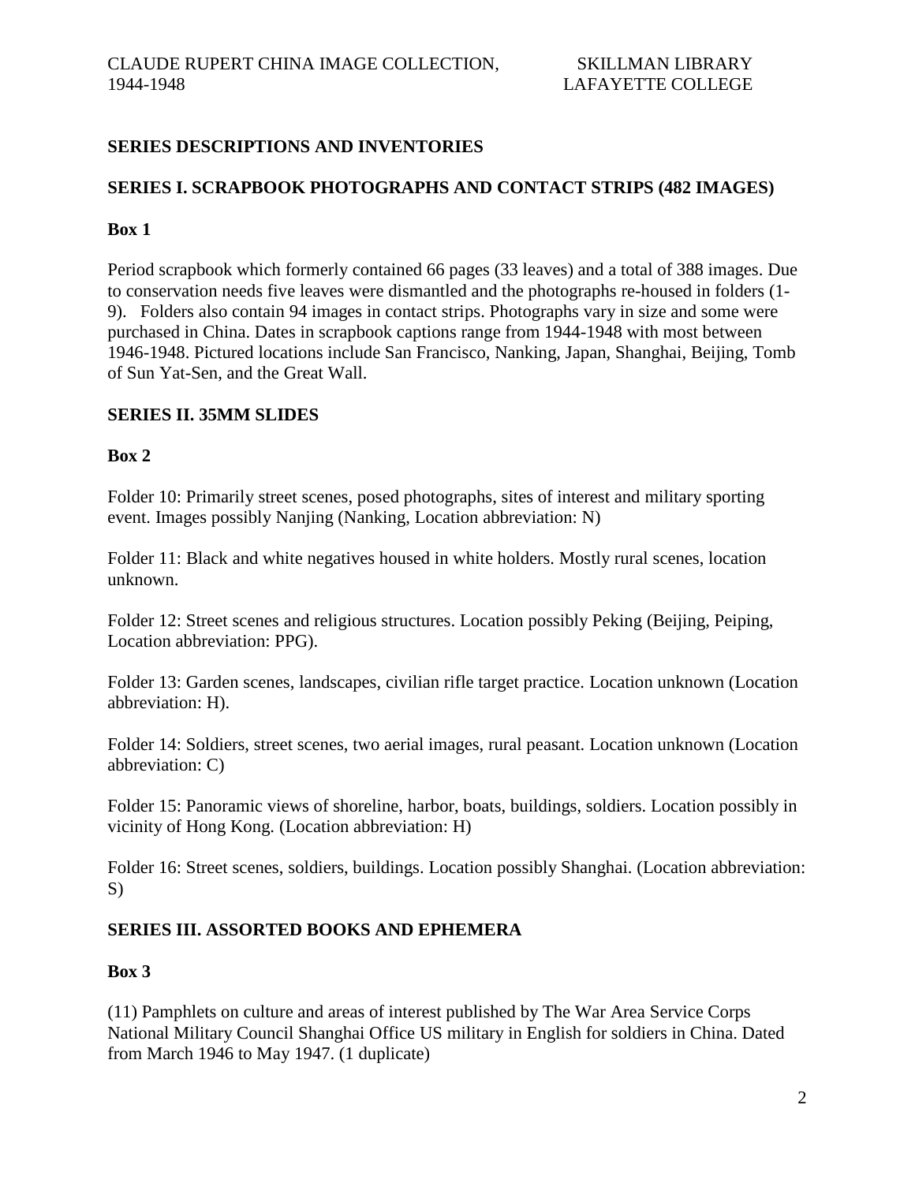## SERIES DESCRIPTIONS AND INVENTORIES

### SERIES I. SCRAPBOOK PHOTOGRAPHS AND CONTACT STRIPS (482 IMAGES)

**Box 1**

Period scrapbook which formerly contained 66 pages (33 leaves) and a total of 388 images. Due to conservation needs five leaves were dismantled and the photographs re-housed in folders (1-9). Folders also contain 94 images in contact strips. Photographs vary in size and some were purchased in China. Dates in scrapbook captions range from 1944-1948 with most between 1946-1948. Pictured locations include San Francisco, Nanking, Japan, Shanghai, Beijing, Tomb of Sun Yat-Sen, and the Great Wall.

### SERIES II. 35MM SLIDES

**Box 2**

Folder 10: Primarily street scenes, posed photographs, sites of interest and military sporting event. Images possibly Nanjing (Nanking, Location abbreviation: N)

Folder 11: Black and white negatives housed in white holders. Mostly rural scenes, location unknown.

Folder 12: Street scenes and religious structures. Location possibly Peking (Beijing, Peiping, Location abbreviation: PPG).

Folder 13: Garden scenes, landscapes, civilian rifle target practice. Location unknown (Location abbreviation: H).

Folder 14: Soldiers, street scenes, two aerial images, rural peasant. Location unknown (Location abbreviation: C)

Folder 15: Panoramic views of shoreline, harbor, boats, buildings, soldiers. Location possibly in vicinity of Hong Kong. (Location abbreviation: H)

Folder 16: Street scenes, soldiers, buildings. Location possibly Shanghai. (Location abbreviation: S)

### SERIES III. ASSORTED BOOKS AND EPHEMERA

**Box 3**

(11) Pamphlets on culture and areas of interest published by The War Area Service Corps National Military Council Shanghai Office US military in English for soldiers in China. Dated from March 1946 to May 1947. (1 duplicate)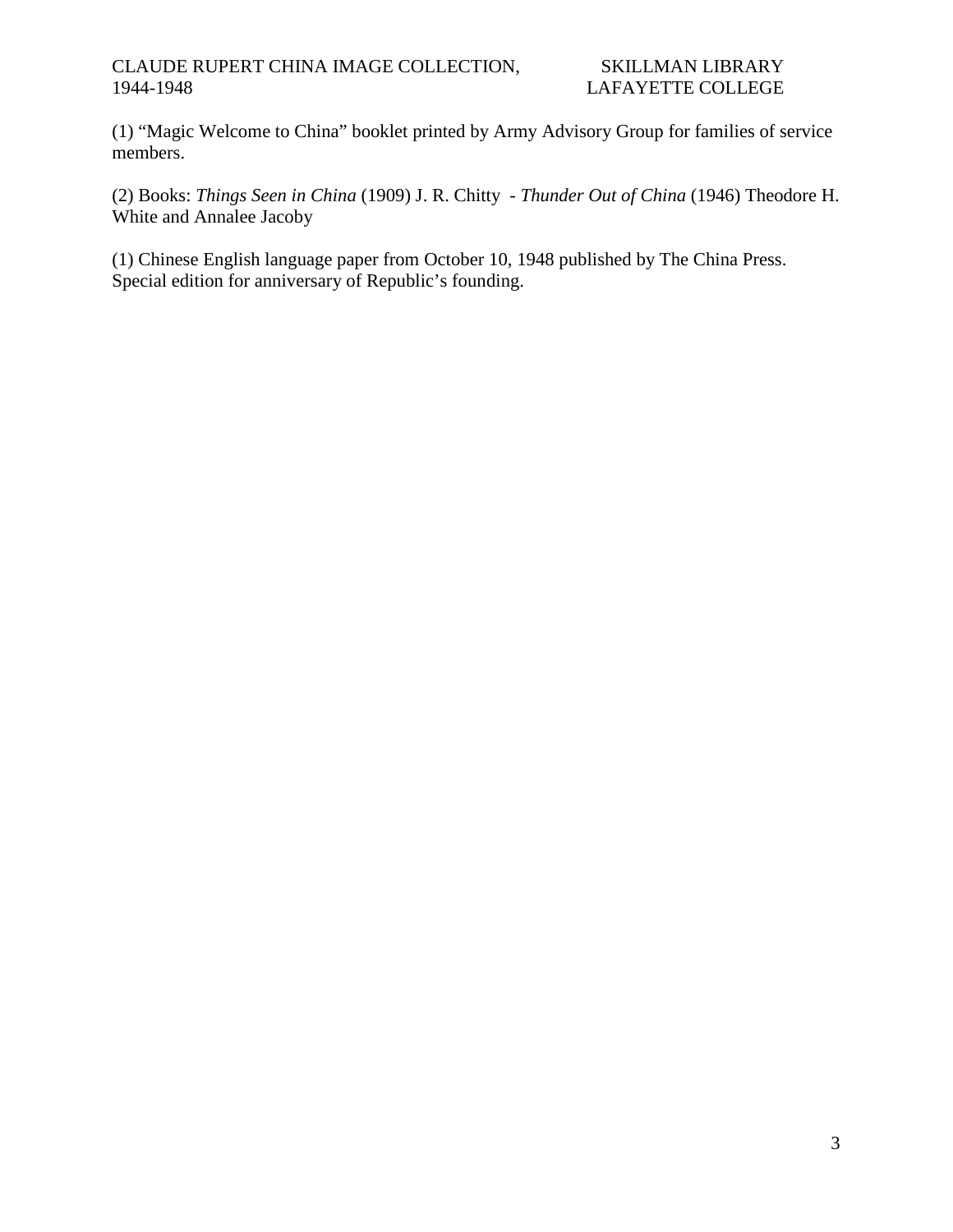(1) "Magic Welcome to China" booklet printed by Army Advisory Group for families of service members.

(2) Books: *Things Seen in China* (1909) J. R. Chitty - *Thunder Out of China* (1946) Theodore H. White and Annalee Jacoby

(1) Chinese English language paper from October 10, 1948 published by The China Press. Special edition for anniversary of Republic's founding.